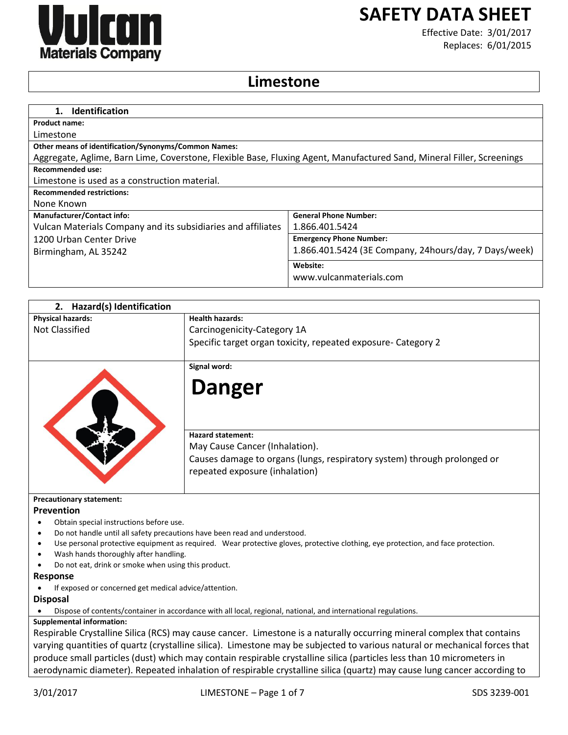Vulcan Materials Company

# SAFETY DATA SHEET

Effective Date: 3/01/2017
Replaces: 6/01/2015

# Limestone

## 1. Identification

**Product name:**
Limestone

**Other means of identification/Synonyms/Common Names:**
Aggregate, Aglime, Barn Lime, Coverstone, Flexible Base, Fluxing Agent, Manufactured Sand, Mineral Filler, Screenings

**Recommended use:**
Limestone is used as a construction material.

**Recommended restrictions:**
None Known

| **Manufacturer/Contact info:** | **General Phone Number:** |
|---|---|
| Vulcan Materials Company and its subsidiaries and affiliates<br>1200 Urban Center Drive<br>Birmingham, AL 35242 | 1.866.401.5424 |
| | **Emergency Phone Number:**<br>1.866.401.5424 (3E Company, 24hours/day, 7 Days/week) |
| | **Website:**<br>www.vulcanmaterials.com |

## 2. Hazard(s) Identification

| **Physical hazards:** | **Health hazards:** |
|---|---|
| Not Classified | Carcinogenicity-Category 1A<br>Specific target organ toxicity, repeated exposure- Category 2 |

**Signal word:**

**Danger**

**Hazard statement:**
May Cause Cancer (Inhalation).
Causes damage to organs (lungs, respiratory system) through prolonged or repeated exposure (inhalation)

**Precautionary statement:**

### Prevention

- Obtain special instructions before use.
- Do not handle until all safety precautions have been read and understood.
- Use personal protective equipment as required. Wear protective gloves, protective clothing, eye protection, and face protection.
- Wash hands thoroughly after handling.
- Do not eat, drink or smoke when using this product.

### Response

- If exposed or concerned get medical advice/attention.

### Disposal

- Dispose of contents/container in accordance with all local, regional, national, and international regulations.

**Supplemental information:**
Respirable Crystalline Silica (RCS) may cause cancer. Limestone is a naturally occurring mineral complex that contains varying quantities of quartz (crystalline silica). Limestone may be subjected to various natural or mechanical forces that produce small particles (dust) which may contain respirable crystalline silica (particles less than 10 micrometers in aerodynamic diameter). Repeated inhalation of respirable crystalline silica (quartz) may cause lung cancer according to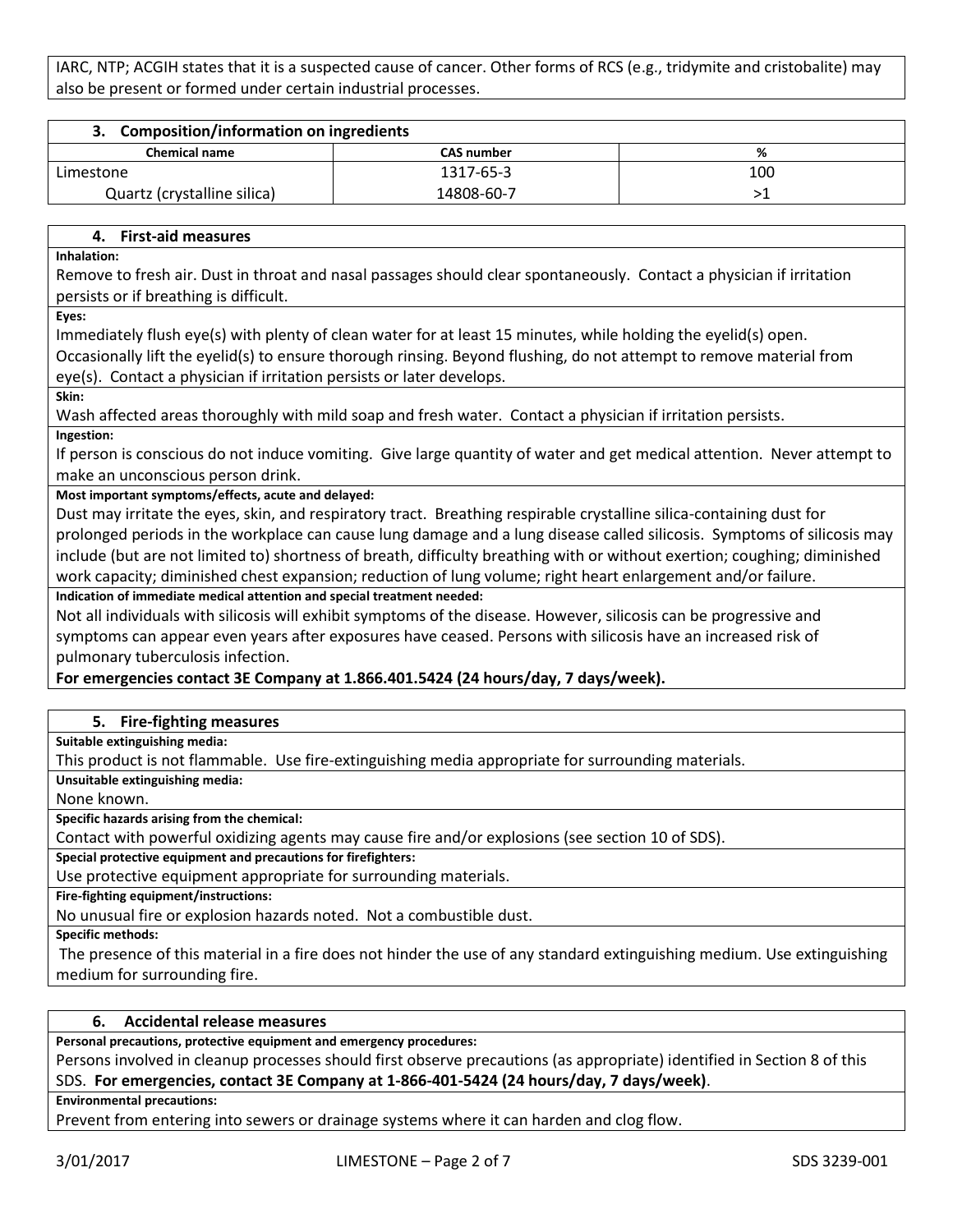IARC, NTP; ACGIH states that it is a suspected cause of cancer. Other forms of RCS (e.g., tridymite and cristobalite) may also be present or formed under certain industrial processes.

## 3. Composition/information on ingredients

| Chemical name | CAS number | % |
|---|---|---|
| Limestone | 1317-65-3 | 100 |
| Quartz (crystalline silica) | 14808-60-7 | >1 |

## 4. First-aid measures

**Inhalation:**

Remove to fresh air. Dust in throat and nasal passages should clear spontaneously. Contact a physician if irritation persists or if breathing is difficult.

**Eyes:**

Immediately flush eye(s) with plenty of clean water for at least 15 minutes, while holding the eyelid(s) open. Occasionally lift the eyelid(s) to ensure thorough rinsing. Beyond flushing, do not attempt to remove material from eye(s). Contact a physician if irritation persists or later develops.

**Skin:**

Wash affected areas thoroughly with mild soap and fresh water. Contact a physician if irritation persists.

**Ingestion:**

If person is conscious do not induce vomiting. Give large quantity of water and get medical attention. Never attempt to make an unconscious person drink.

**Most important symptoms/effects, acute and delayed:**

Dust may irritate the eyes, skin, and respiratory tract. Breathing respirable crystalline silica-containing dust for prolonged periods in the workplace can cause lung damage and a lung disease called silicosis. Symptoms of silicosis may include (but are not limited to) shortness of breath, difficulty breathing with or without exertion; coughing; diminished work capacity; diminished chest expansion; reduction of lung volume; right heart enlargement and/or failure.

**Indication of immediate medical attention and special treatment needed:**

Not all individuals with silicosis will exhibit symptoms of the disease. However, silicosis can be progressive and symptoms can appear even years after exposures have ceased. Persons with silicosis have an increased risk of pulmonary tuberculosis infection.

**For emergencies contact 3E Company at 1.866.401.5424 (24 hours/day, 7 days/week).**

## 5. Fire-fighting measures

**Suitable extinguishing media:**

This product is not flammable. Use fire-extinguishing media appropriate for surrounding materials.

**Unsuitable extinguishing media:**

None known.

**Specific hazards arising from the chemical:**

Contact with powerful oxidizing agents may cause fire and/or explosions (see section 10 of SDS).

**Special protective equipment and precautions for firefighters:**

Use protective equipment appropriate for surrounding materials.

**Fire-fighting equipment/instructions:**

No unusual fire or explosion hazards noted. Not a combustible dust.

**Specific methods:**

The presence of this material in a fire does not hinder the use of any standard extinguishing medium. Use extinguishing medium for surrounding fire.

## 6. Accidental release measures

**Personal precautions, protective equipment and emergency procedures:**

Persons involved in cleanup processes should first observe precautions (as appropriate) identified in Section 8 of this SDS. **For emergencies, contact 3E Company at 1-866-401-5424 (24 hours/day, 7 days/week)**.

**Environmental precautions:**

Prevent from entering into sewers or drainage systems where it can harden and clog flow.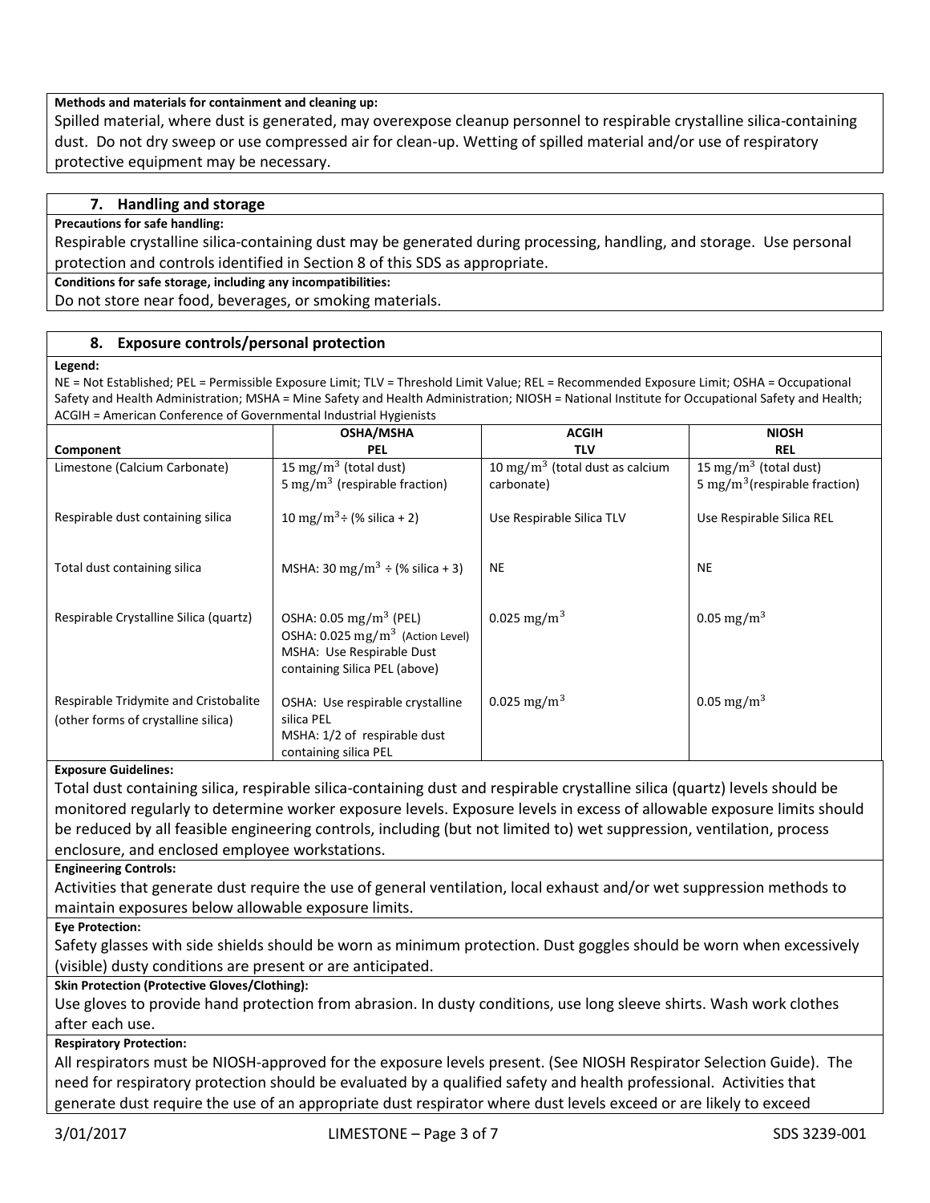**Methods and materials for containment and cleaning up:**

Spilled material, where dust is generated, may overexpose cleanup personnel to respirable crystalline silica-containing dust. Do not dry sweep or use compressed air for clean-up. Wetting of spilled material and/or use of respiratory protective equipment may be necessary.

## 7. Handling and storage

**Precautions for safe handling:**

Respirable crystalline silica-containing dust may be generated during processing, handling, and storage. Use personal protection and controls identified in Section 8 of this SDS as appropriate.

**Conditions for safe storage, including any incompatibilities:**

Do not store near food, beverages, or smoking materials.

## 8. Exposure controls/personal protection

**Legend:**

NE = Not Established; PEL = Permissible Exposure Limit; TLV = Threshold Limit Value; REL = Recommended Exposure Limit; OSHA = Occupational Safety and Health Administration; MSHA = Mine Safety and Health Administration; NIOSH = National Institute for Occupational Safety and Health; ACGIH = American Conference of Governmental Industrial Hygienists

| Component | OSHA/MSHA PEL | ACGIH TLV | NIOSH REL |
|---|---|---|---|
| Limestone (Calcium Carbonate) | 15 $mg/m^3$ (total dust)<br>5 $mg/m^3$ (respirable fraction) | 10 $mg/m^3$ (total dust as calcium carbonate) | 15 $mg/m^3$ (total dust)<br>5 $mg/m^3$ (respirable fraction) |
| Respirable dust containing silica | 10 $mg/m^3$ ÷ (% silica + 2) | Use Respirable Silica TLV | Use Respirable Silica REL |
| Total dust containing silica | MSHA: 30 $mg/m^3$ ÷ (% silica + 3) | NE | NE |
| Respirable Crystalline Silica (quartz) | OSHA: 0.05 $mg/m^3$ (PEL)<br>OSHA: 0.025 $mg/m^3$ (Action Level)<br>MSHA: Use Respirable Dust containing Silica PEL (above) | 0.025 $mg/m^3$ | 0.05 $mg/m^3$ |
| Respirable Tridymite and Cristobalite (other forms of crystalline silica) | OSHA: Use respirable crystalline silica PEL<br>MSHA: 1/2 of respirable dust containing silica PEL | 0.025 $mg/m^3$ | 0.05 $mg/m^3$ |

**Exposure Guidelines:**

Total dust containing silica, respirable silica-containing dust and respirable crystalline silica (quartz) levels should be monitored regularly to determine worker exposure levels. Exposure levels in excess of allowable exposure limits should be reduced by all feasible engineering controls, including (but not limited to) wet suppression, ventilation, process enclosure, and enclosed employee workstations.

**Engineering Controls:**

Activities that generate dust require the use of general ventilation, local exhaust and/or wet suppression methods to maintain exposures below allowable exposure limits.

**Eye Protection:**

Safety glasses with side shields should be worn as minimum protection. Dust goggles should be worn when excessively (visible) dusty conditions are present or are anticipated.

**Skin Protection (Protective Gloves/Clothing):**

Use gloves to provide hand protection from abrasion. In dusty conditions, use long sleeve shirts. Wash work clothes after each use.

**Respiratory Protection:**

All respirators must be NIOSH-approved for the exposure levels present. (See NIOSH Respirator Selection Guide). The need for respiratory protection should be evaluated by a qualified safety and health professional. Activities that generate dust require the use of an appropriate dust respirator where dust levels exceed or are likely to exceed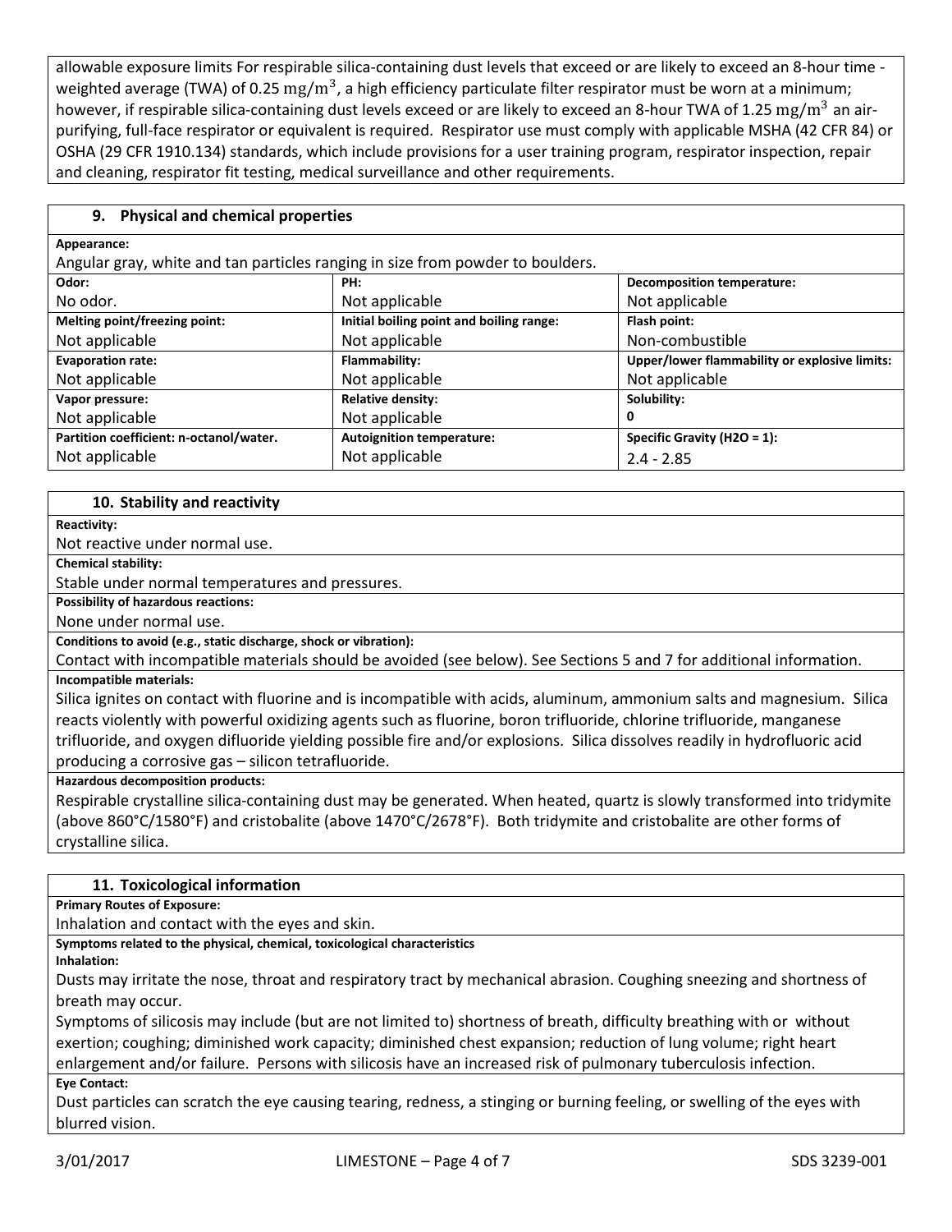allowable exposure limits For respirable silica-containing dust levels that exceed or are likely to exceed an 8-hour time - weighted average (TWA) of 0.25 $mg/m^3$, a high efficiency particulate filter respirator must be worn at a minimum; however, if respirable silica-containing dust levels exceed or are likely to exceed an 8-hour TWA of 1.25 $mg/m^3$ an air-purifying, full-face respirator or equivalent is required. Respirator use must comply with applicable MSHA (42 CFR 84) or OSHA (29 CFR 1910.134) standards, which include provisions for a user training program, respirator inspection, repair and cleaning, respirator fit testing, medical surveillance and other requirements.

## 9. Physical and chemical properties

**Appearance:**
Angular gray, white and tan particles ranging in size from powder to boulders.

| **Odor:** | **PH:** | **Decomposition temperature:** |
|---|---|---|
| No odor. | Not applicable | Not applicable |
| **Melting point/freezing point:** | **Initial boiling point and boiling range:** | **Flash point:** |
| Not applicable | Not applicable | Non-combustible |
| **Evaporation rate:** | **Flammability:** | **Upper/lower flammability or explosive limits:** |
| Not applicable | Not applicable | Not applicable |
| **Vapor pressure:** | **Relative density:** | **Solubility:** |
| Not applicable | Not applicable | 0 |
| **Partition coefficient: n-octanol/water.** | **Autoignition temperature:** | **Specific Gravity ($H2O$ = 1):** |
| Not applicable | Not applicable | 2.4 - 2.85 |

## 10. Stability and reactivity

**Reactivity:**
Not reactive under normal use.

**Chemical stability:**
Stable under normal temperatures and pressures.

**Possibility of hazardous reactions:**
None under normal use.

**Conditions to avoid (e.g., static discharge, shock or vibration):**
Contact with incompatible materials should be avoided (see below). See Sections 5 and 7 for additional information.

**Incompatible materials:**
Silica ignites on contact with fluorine and is incompatible with acids, aluminum, ammonium salts and magnesium. Silica reacts violently with powerful oxidizing agents such as fluorine, boron trifluoride, chlorine trifluoride, manganese trifluoride, and oxygen difluoride yielding possible fire and/or explosions. Silica dissolves readily in hydrofluoric acid producing a corrosive gas – silicon tetrafluoride.

**Hazardous decomposition products:**
Respirable crystalline silica-containing dust may be generated. When heated, quartz is slowly transformed into tridymite (above 860°C/1580°F) and cristobalite (above 1470°C/2678°F). Both tridymite and cristobalite are other forms of crystalline silica.

## 11. Toxicological information

**Primary Routes of Exposure:**
Inhalation and contact with the eyes and skin.

**Symptoms related to the physical, chemical, toxicological characteristics**

**Inhalation:**
Dusts may irritate the nose, throat and respiratory tract by mechanical abrasion. Coughing sneezing and shortness of breath may occur.

Symptoms of silicosis may include (but are not limited to) shortness of breath, difficulty breathing with or without exertion; coughing; diminished work capacity; diminished chest expansion; reduction of lung volume; right heart enlargement and/or failure. Persons with silicosis have an increased risk of pulmonary tuberculosis infection.

**Eye Contact:**
Dust particles can scratch the eye causing tearing, redness, a stinging or burning feeling, or swelling of the eyes with blurred vision.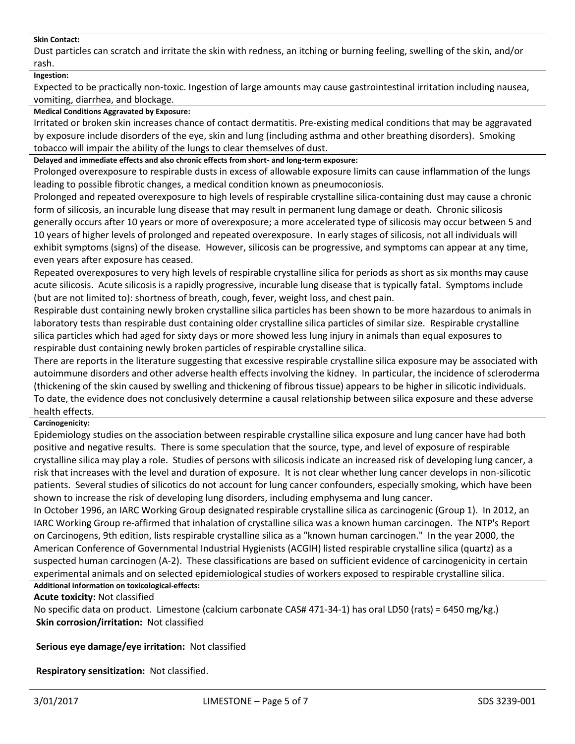**Skin Contact:**

Dust particles can scratch and irritate the skin with redness, an itching or burning feeling, swelling of the skin, and/or rash.

**Ingestion:**

Expected to be practically non-toxic. Ingestion of large amounts may cause gastrointestinal irritation including nausea, vomiting, diarrhea, and blockage.

**Medical Conditions Aggravated by Exposure:**

Irritated or broken skin increases chance of contact dermatitis. Pre-existing medical conditions that may be aggravated by exposure include disorders of the eye, skin and lung (including asthma and other breathing disorders). Smoking tobacco will impair the ability of the lungs to clear themselves of dust.

**Delayed and immediate effects and also chronic effects from short- and long-term exposure:**

Prolonged overexposure to respirable dusts in excess of allowable exposure limits can cause inflammation of the lungs leading to possible fibrotic changes, a medical condition known as pneumoconiosis.

Prolonged and repeated overexposure to high levels of respirable crystalline silica-containing dust may cause a chronic form of silicosis, an incurable lung disease that may result in permanent lung damage or death. Chronic silicosis generally occurs after 10 years or more of overexposure; a more accelerated type of silicosis may occur between 5 and 10 years of higher levels of prolonged and repeated overexposure. In early stages of silicosis, not all individuals will exhibit symptoms (signs) of the disease. However, silicosis can be progressive, and symptoms can appear at any time, even years after exposure has ceased.

Repeated overexposures to very high levels of respirable crystalline silica for periods as short as six months may cause acute silicosis. Acute silicosis is a rapidly progressive, incurable lung disease that is typically fatal. Symptoms include (but are not limited to): shortness of breath, cough, fever, weight loss, and chest pain.

Respirable dust containing newly broken crystalline silica particles has been shown to be more hazardous to animals in laboratory tests than respirable dust containing older crystalline silica particles of similar size. Respirable crystalline silica particles which had aged for sixty days or more showed less lung injury in animals than equal exposures to respirable dust containing newly broken particles of respirable crystalline silica.

There are reports in the literature suggesting that excessive respirable crystalline silica exposure may be associated with autoimmune disorders and other adverse health effects involving the kidney. In particular, the incidence of scleroderma (thickening of the skin caused by swelling and thickening of fibrous tissue) appears to be higher in silicotic individuals. To date, the evidence does not conclusively determine a causal relationship between silica exposure and these adverse health effects.

**Carcinogenicity:**

Epidemiology studies on the association between respirable crystalline silica exposure and lung cancer have had both positive and negative results. There is some speculation that the source, type, and level of exposure of respirable crystalline silica may play a role. Studies of persons with silicosis indicate an increased risk of developing lung cancer, a risk that increases with the level and duration of exposure. It is not clear whether lung cancer develops in non-silicotic patients. Several studies of silicotics do not account for lung cancer confounders, especially smoking, which have been shown to increase the risk of developing lung disorders, including emphysema and lung cancer.

In October 1996, an IARC Working Group designated respirable crystalline silica as carcinogenic (Group 1). In 2012, an IARC Working Group re-affirmed that inhalation of crystalline silica was a known human carcinogen. The NTP's Report on Carcinogens, 9th edition, lists respirable crystalline silica as a "known human carcinogen." In the year 2000, the American Conference of Governmental Industrial Hygienists (ACGIH) listed respirable crystalline silica (quartz) as a suspected human carcinogen (A-2). These classifications are based on sufficient evidence of carcinogenicity in certain experimental animals and on selected epidemiological studies of workers exposed to respirable crystalline silica.

**Additional information on toxicological-effects:**

**Acute toxicity:** Not classified

No specific data on product. Limestone (calcium carbonate CAS# 471-34-1) has oral LD50 (rats) = 6450 mg/kg.)

**Skin corrosion/irritation:** Not classified

**Serious eye damage/eye irritation:** Not classified

**Respiratory sensitization:** Not classified.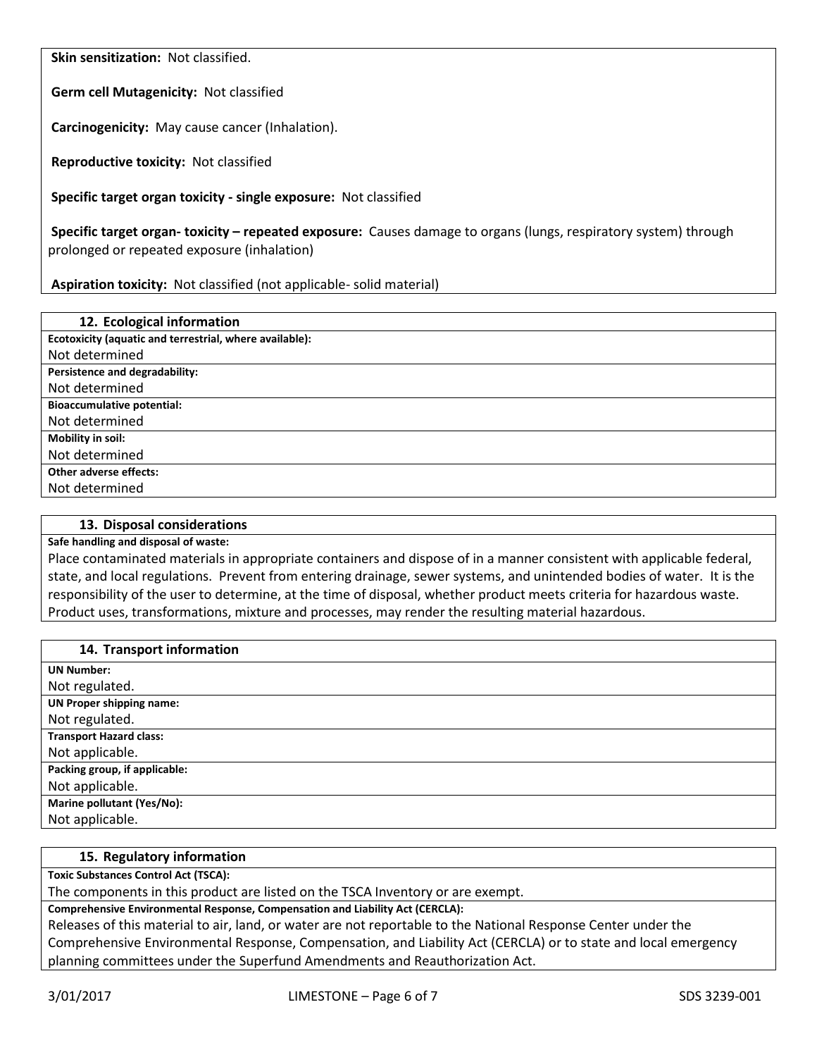**Skin sensitization:** Not classified.

**Germ cell Mutagenicity:** Not classified

**Carcinogenicity:** May cause cancer (Inhalation).

**Reproductive toxicity:** Not classified

**Specific target organ toxicity - single exposure:** Not classified

**Specific target organ- toxicity – repeated exposure:** Causes damage to organs (lungs, respiratory system) through prolonged or repeated exposure (inhalation)

**Aspiration toxicity:** Not classified (not applicable- solid material)

## 12. Ecological information

**Ecotoxicity (aquatic and terrestrial, where available):**
Not determined

**Persistence and degradability:**
Not determined

**Bioaccumulative potential:**
Not determined

**Mobility in soil:**
Not determined

**Other adverse effects:**
Not determined

## 13. Disposal considerations

**Safe handling and disposal of waste:**
Place contaminated materials in appropriate containers and dispose of in a manner consistent with applicable federal, state, and local regulations. Prevent from entering drainage, sewer systems, and unintended bodies of water. It is the responsibility of the user to determine, at the time of disposal, whether product meets criteria for hazardous waste. Product uses, transformations, mixture and processes, may render the resulting material hazardous.

## 14. Transport information

**UN Number:**
Not regulated.

**UN Proper shipping name:**
Not regulated.

**Transport Hazard class:**
Not applicable.

**Packing group, if applicable:**
Not applicable.

**Marine pollutant (Yes/No):**
Not applicable.

## 15. Regulatory information

**Toxic Substances Control Act (TSCA):**
The components in this product are listed on the TSCA Inventory or are exempt.

**Comprehensive Environmental Response, Compensation and Liability Act (CERCLA):**
Releases of this material to air, land, or water are not reportable to the National Response Center under the Comprehensive Environmental Response, Compensation, and Liability Act (CERCLA) or to state and local emergency planning committees under the Superfund Amendments and Reauthorization Act.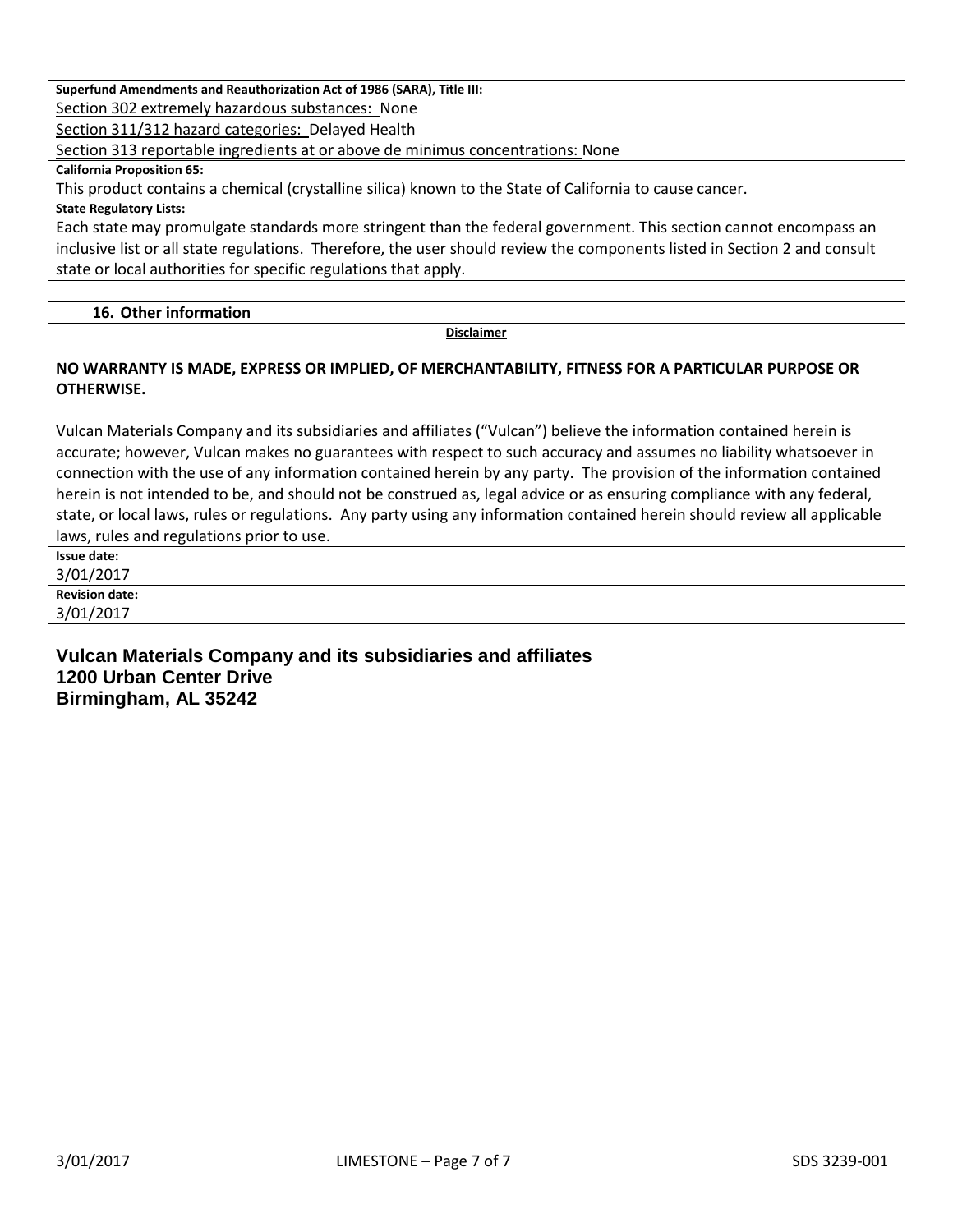**Superfund Amendments and Reauthorization Act of 1986 (SARA), Title III:**

Section 302 extremely hazardous substances: None

Section 311/312 hazard categories: Delayed Health

Section 313 reportable ingredients at or above de minimus concentrations: None

**California Proposition 65:**

This product contains a chemical (crystalline silica) known to the State of California to cause cancer.

**State Regulatory Lists:**

Each state may promulgate standards more stringent than the federal government. This section cannot encompass an inclusive list or all state regulations. Therefore, the user should review the components listed in Section 2 and consult state or local authorities for specific regulations that apply.

## 16. Other information

**Disclaimer**

**NO WARRANTY IS MADE, EXPRESS OR IMPLIED, OF MERCHANTABILITY, FITNESS FOR A PARTICULAR PURPOSE OR OTHERWISE.**

Vulcan Materials Company and its subsidiaries and affiliates ("Vulcan") believe the information contained herein is accurate; however, Vulcan makes no guarantees with respect to such accuracy and assumes no liability whatsoever in connection with the use of any information contained herein by any party. The provision of the information contained herein is not intended to be, and should not be construed as, legal advice or as ensuring compliance with any federal, state, or local laws, rules or regulations. Any party using any information contained herein should review all applicable laws, rules and regulations prior to use.

**Issue date:**

3/01/2017

**Revision date:**

3/01/2017

**Vulcan Materials Company and its subsidiaries and affiliates**
**1200 Urban Center Drive**
**Birmingham, AL 35242**